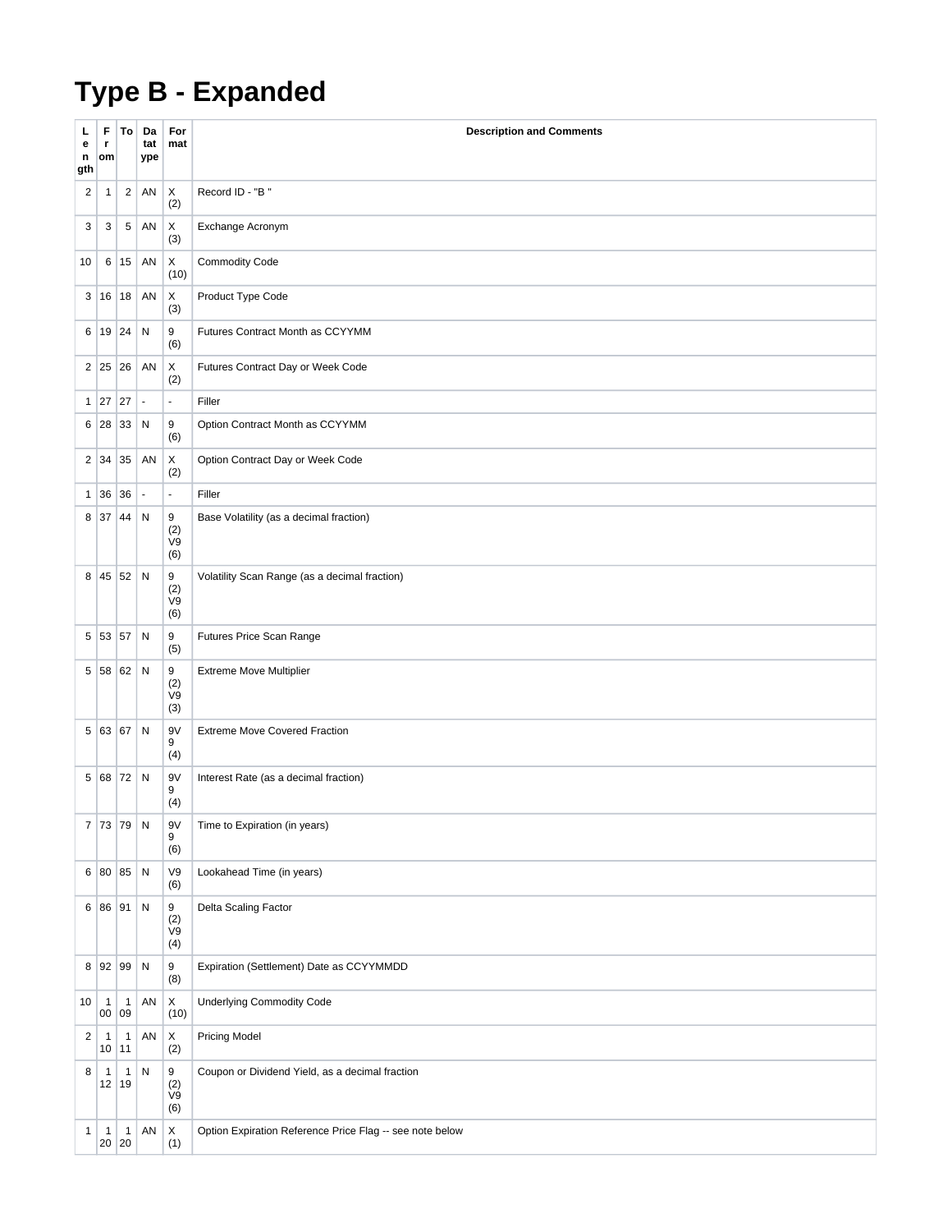# Type B - Expanded

| Length | From | To | Datatype | Format | Description and Comments |
|---|---|---|---|---|---|
| 2 | 1 | 2 | AN | X (2) | Record ID - "B " |
| 3 | 3 | 5 | AN | X (3) | Exchange Acronym |
| 10 | 6 | 15 | AN | X (10) | Commodity Code |
| 3 | 16 | 18 | AN | X (3) | Product Type Code |
| 6 | 19 | 24 | N | 9 (6) | Futures Contract Month as CCYYMM |
| 2 | 25 | 26 | AN | X (2) | Futures Contract Day or Week Code |
| 1 | 27 | 27 | - | - | Filler |
| 6 | 28 | 33 | N | 9 (6) | Option Contract Month as CCYYMM |
| 2 | 34 | 35 | AN | X (2) | Option Contract Day or Week Code |
| 1 | 36 | 36 | - | - | Filler |
| 8 | 37 | 44 | N | 9 (2) V9 (6) | Base Volatility (as a decimal fraction) |
| 8 | 45 | 52 | N | 9 (2) V9 (6) | Volatility Scan Range (as a decimal fraction) |
| 5 | 53 | 57 | N | 9 (5) | Futures Price Scan Range |
| 5 | 58 | 62 | N | 9 (2) V9 (3) | Extreme Move Multiplier |
| 5 | 63 | 67 | N | 9V 9 (4) | Extreme Move Covered Fraction |
| 5 | 68 | 72 | N | 9V 9 (4) | Interest Rate (as a decimal fraction) |
| 7 | 73 | 79 | N | 9V 9 (6) | Time to Expiration (in years) |
| 6 | 80 | 85 | N | V9 (6) | Lookahead Time (in years) |
| 6 | 86 | 91 | N | 9 (2) V9 (4) | Delta Scaling Factor |
| 8 | 92 | 99 | N | 9 (8) | Expiration (Settlement) Date as CCYYMMDD |
| 10 | 100 | 109 | AN | X (10) | Underlying Commodity Code |
| 2 | 110 | 111 | AN | X (2) | Pricing Model |
| 8 | 112 | 119 | N | 9 (2) V9 (6) | Coupon or Dividend Yield, as a decimal fraction |
| 1 | 120 | 120 | AN | X (1) | Option Expiration Reference Price Flag -- see note below |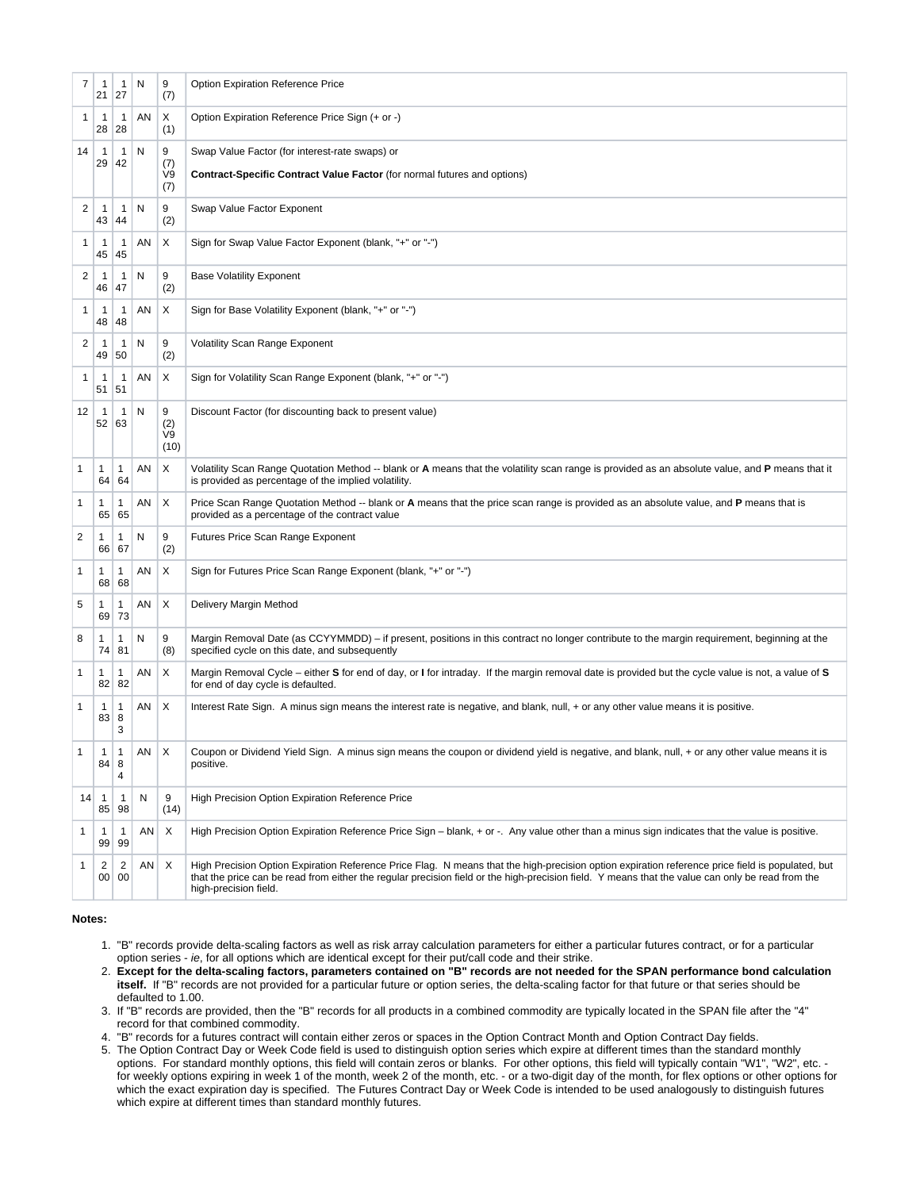| | | | | | |
|---|---|---|---|---|---|
| 7 | 121 | 127 | N | 9 (7) | Option Expiration Reference Price |
| 1 | 128 | 128 | AN | X (1) | Option Expiration Reference Price Sign (+ or -) |
| 14 | 129 | 142 | N | 9 (7) V9 (7) | Swap Value Factor (for interest-rate swaps) or<br>**Contract-Specific Contract Value Factor** (for normal futures and options) |
| 2 | 143 | 144 | N | 9 (2) | Swap Value Factor Exponent |
| 1 | 145 | 145 | AN | X | Sign for Swap Value Factor Exponent (blank, "+" or "-") |
| 2 | 146 | 147 | N | 9 (2) | Base Volatility Exponent |
| 1 | 148 | 148 | AN | X | Sign for Base Volatility Exponent (blank, "+" or "-") |
| 2 | 149 | 150 | N | 9 (2) | Volatility Scan Range Exponent |
| 1 | 151 | 151 | AN | X | Sign for Volatility Scan Range Exponent (blank, "+" or "-") |
| 12 | 152 | 163 | N | 9 (2) V9 (10) | Discount Factor (for discounting back to present value) |
| 1 | 164 | 164 | AN | X | Volatility Scan Range Quotation Method -- blank or **A** means that the volatility scan range is provided as an absolute value, and **P** means that it is provided as percentage of the implied volatility. |
| 1 | 165 | 165 | AN | X | Price Scan Range Quotation Method -- blank or **A** means that the price scan range is provided as an absolute value, and **P** means that is provided as a percentage of the contract value |
| 2 | 166 | 167 | N | 9 (2) | Futures Price Scan Range Exponent |
| 1 | 168 | 168 | AN | X | Sign for Futures Price Scan Range Exponent (blank, "+" or "-") |
| 5 | 169 | 173 | AN | X | Delivery Margin Method |
| 8 | 174 | 181 | N | 9 (8) | Margin Removal Date (as CCYYMMDD) – if present, positions in this contract no longer contribute to the margin requirement, beginning at the specified cycle on this date, and subsequently |
| 1 | 182 | 182 | AN | X | Margin Removal Cycle – either **S** for end of day, or **I** for intraday. If the margin removal date is provided but the cycle value is not, a value of **S** for end of day cycle is defaulted. |
| 1 | 183 | 183 | AN | X | Interest Rate Sign. A minus sign means the interest rate is negative, and blank, null, + or any other value means it is positive. |
| 1 | 184 | 184 | AN | X | Coupon or Dividend Yield Sign. A minus sign means the coupon or dividend yield is negative, and blank, null, + or any other value means it is positive. |
| 14 | 185 | 198 | N | 9 (14) | High Precision Option Expiration Reference Price |
| 1 | 199 | 199 | AN | X | High Precision Option Expiration Reference Price Sign – blank, + or -. Any value other than a minus sign indicates that the value is positive. |
| 1 | 200 | 200 | AN | X | High Precision Option Expiration Reference Price Flag. N means that the high-precision option expiration reference price field is populated, but that the price can be read from either the regular precision field or the high-precision field. Y means that the value can only be read from the high-precision field. |

**Notes:**

1. "B" records provide delta-scaling factors as well as risk array calculation parameters for either a particular futures contract, or for a particular option series - *ie*, for all options which are identical except for their put/call code and their strike.
2. **Except for the delta-scaling factors, parameters contained on "B" records are not needed for the SPAN performance bond calculation itself.** If "B" records are not provided for a particular future or option series, the delta-scaling factor for that future or that series should be defaulted to 1.00.
3. If "B" records are provided, then the "B" records for all products in a combined commodity are typically located in the SPAN file after the "4" record for that combined commodity.
4. "B" records for a futures contract will contain either zeros or spaces in the Option Contract Month and Option Contract Day fields.
5. The Option Contract Day or Week Code field is used to distinguish option series which expire at different times than the standard monthly options. For standard monthly options, this field will contain zeros or blanks. For other options, this field will typically contain "W1", "W2", etc. - for weekly options expiring in week 1 of the month, week 2 of the month, etc. - or a two-digit day of the month, for flex options or other options for which the exact expiration day is specified. The Futures Contract Day or Week Code is intended to be used analogously to distinguish futures which expire at different times than standard monthly futures.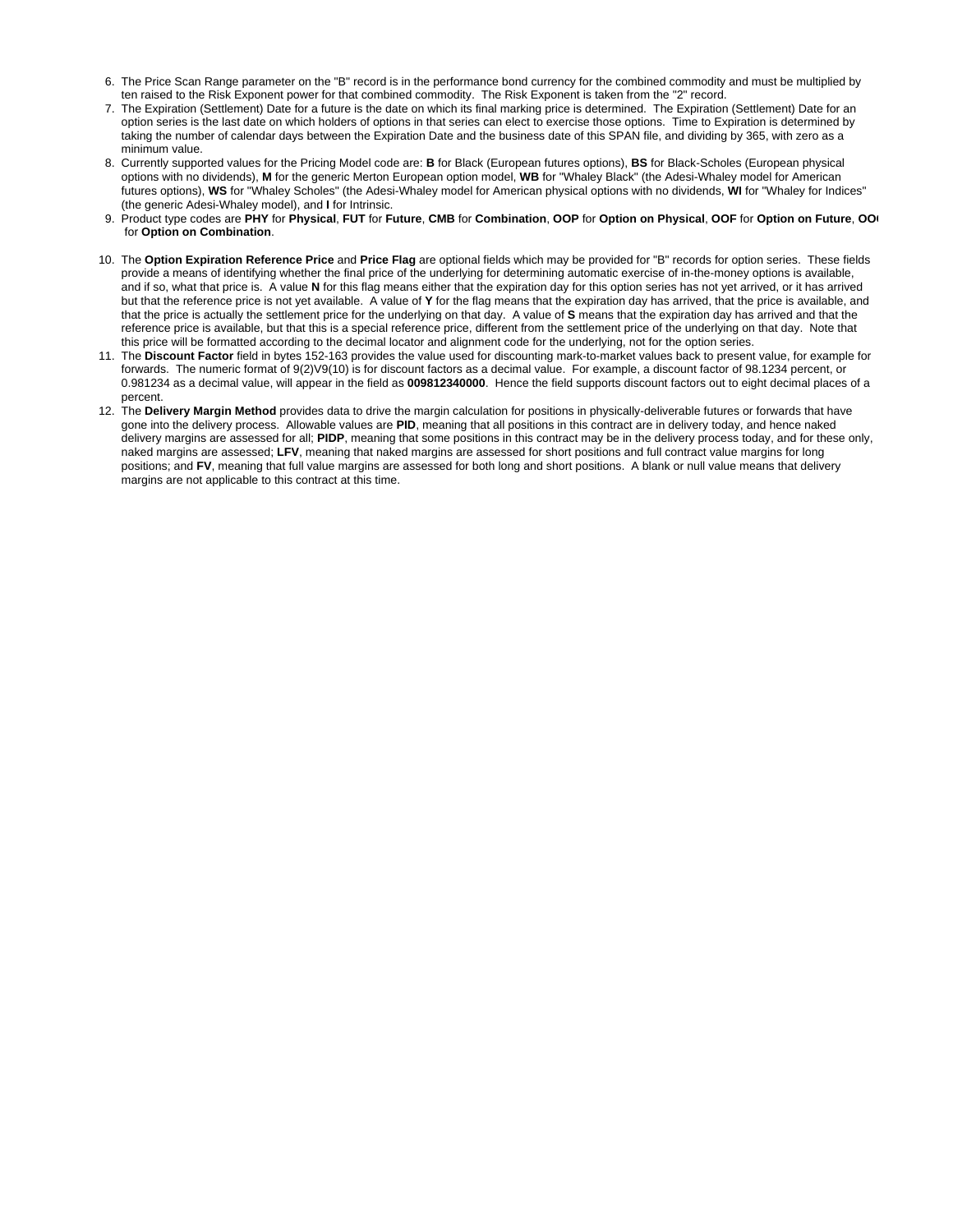6. The Price Scan Range parameter on the "B" record is in the performance bond currency for the combined commodity and must be multiplied by ten raised to the Risk Exponent power for that combined commodity. The Risk Exponent is taken from the "2" record.
7. The Expiration (Settlement) Date for a future is the date on which its final marking price is determined. The Expiration (Settlement) Date for an option series is the last date on which holders of options in that series can elect to exercise those options. Time to Expiration is determined by taking the number of calendar days between the Expiration Date and the business date of this SPAN file, and dividing by 365, with zero as a minimum value.
8. Currently supported values for the Pricing Model code are: **B** for Black (European futures options), **BS** for Black-Scholes (European physical options with no dividends), **M** for the generic Merton European option model, **WB** for "Whaley Black" (the Adesi-Whaley model for American futures options), **WS** for "Whaley Scholes" (the Adesi-Whaley model for American physical options with no dividends, **WI** for "Whaley for Indices" (the generic Adesi-Whaley model), and **I** for Intrinsic.
9. Product type codes are **PHY** for **Physical**, **FUT** for **Future**, **CMB** for **Combination**, **OOP** for **Option on Physical**, **OOF** for **Option on Future**, **OO** for **Option on Combination**.
10. The **Option Expiration Reference Price** and **Price Flag** are optional fields which may be provided for "B" records for option series. These fields provide a means of identifying whether the final price of the underlying for determining automatic exercise of in-the-money options is available, and if so, what that price is. A value **N** for this flag means either that the expiration day for this option series has not yet arrived, or it has arrived but that the reference price is not yet available. A value of **Y** for the flag means that the expiration day has arrived, that the price is available, and that the price is actually the settlement price for the underlying on that day. A value of **S** means that the expiration day has arrived and that the reference price is available, but that this is a special reference price, different from the settlement price of the underlying on that day. Note that this price will be formatted according to the decimal locator and alignment code for the underlying, not for the option series.
11. The **Discount Factor** field in bytes 152-163 provides the value used for discounting mark-to-market values back to present value, for example for forwards. The numeric format of 9(2)V9(10) is for discount factors as a decimal value. For example, a discount factor of 98.1234 percent, or 0.981234 as a decimal value, will appear in the field as **009812340000**. Hence the field supports discount factors out to eight decimal places of a percent.
12. The **Delivery Margin Method** provides data to drive the margin calculation for positions in physically-deliverable futures or forwards that have gone into the delivery process. Allowable values are **PID**, meaning that all positions in this contract are in delivery today, and hence naked delivery margins are assessed for all; **PIDP**, meaning that some positions in this contract may be in the delivery process today, and for these only, naked margins are assessed; **LFV**, meaning that naked margins are assessed for short positions and full contract value margins for long positions; and **FV**, meaning that full value margins are assessed for both long and short positions. A blank or null value means that delivery margins are not applicable to this contract at this time.